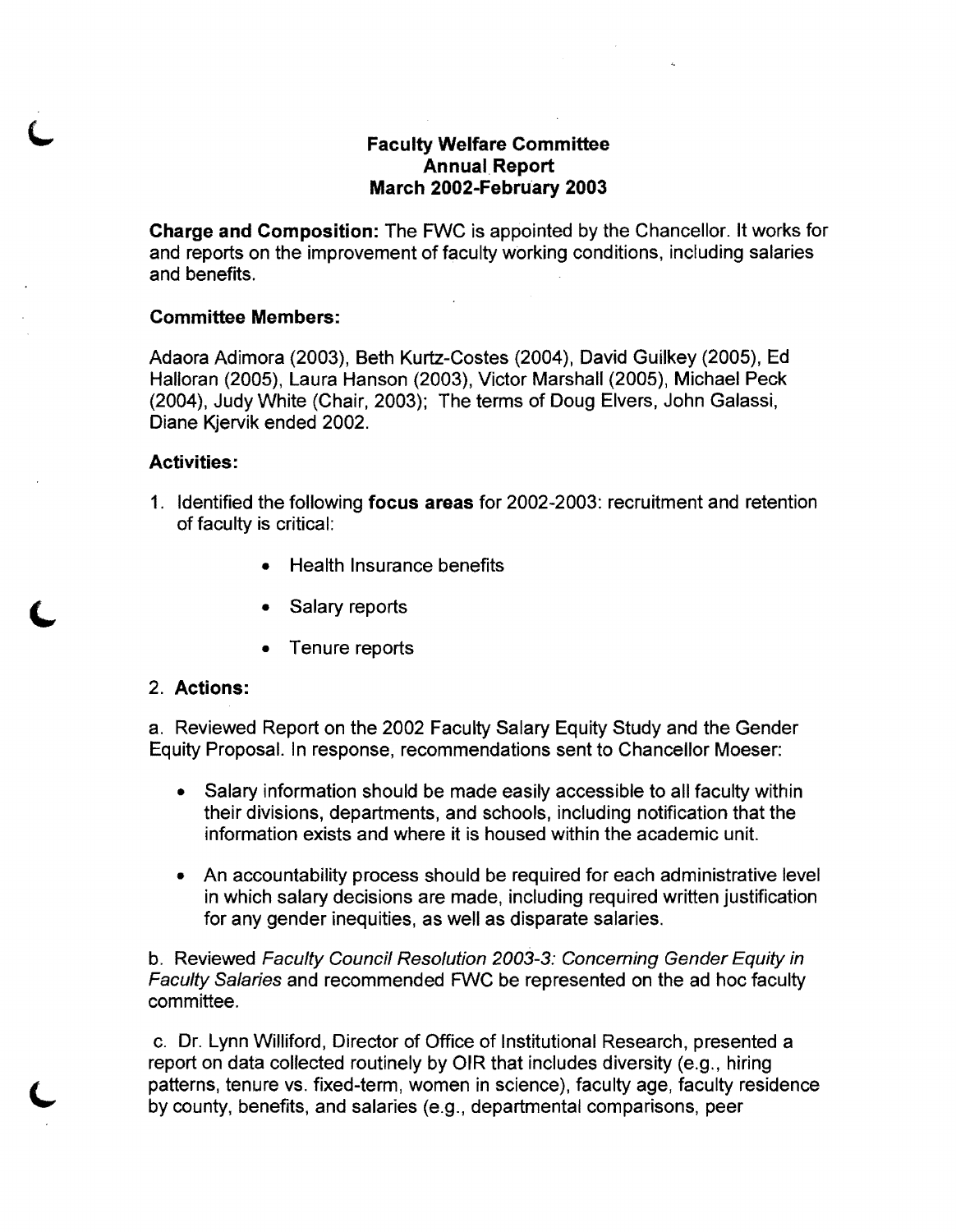# Faculty Welfare Committee
## Annual Report
## March 2002-February 2003

**Charge and Composition:** The FWC is appointed by the Chancellor. It works for and reports on the improvement of faculty working conditions, including salaries and benefits.

**Committee Members:**

Adaora Adimora (2003), Beth Kurtz-Costes (2004), David Guilkey (2005), Ed Halloran (2005), Laura Hanson (2003), Victor Marshall (2005), Michael Peck (2004), Judy White (Chair, 2003); The terms of Doug Elvers, John Galassi, Diane Kjervik ended 2002.

**Activities:**

1. Identified the following **focus areas** for 2002-2003: recruitment and retention of faculty is critical:
   - Health Insurance benefits
   - Salary reports
   - Tenure reports

2. **Actions:**

a. Reviewed Report on the 2002 Faculty Salary Equity Study and the Gender Equity Proposal. In response, recommendations sent to Chancellor Moeser:

- Salary information should be made easily accessible to all faculty within their divisions, departments, and schools, including notification that the information exists and where it is housed within the academic unit.
- An accountability process should be required for each administrative level in which salary decisions are made, including required written justification for any gender inequities, as well as disparate salaries.

b. Reviewed *Faculty Council Resolution 2003-3: Concerning Gender Equity in Faculty Salaries* and recommended FWC be represented on the ad hoc faculty committee.

c. Dr. Lynn Williford, Director of Office of Institutional Research, presented a report on data collected routinely by OIR that includes diversity (e.g., hiring patterns, tenure vs. fixed-term, women in science), faculty age, faculty residence by county, benefits, and salaries (e.g., departmental comparisons, peer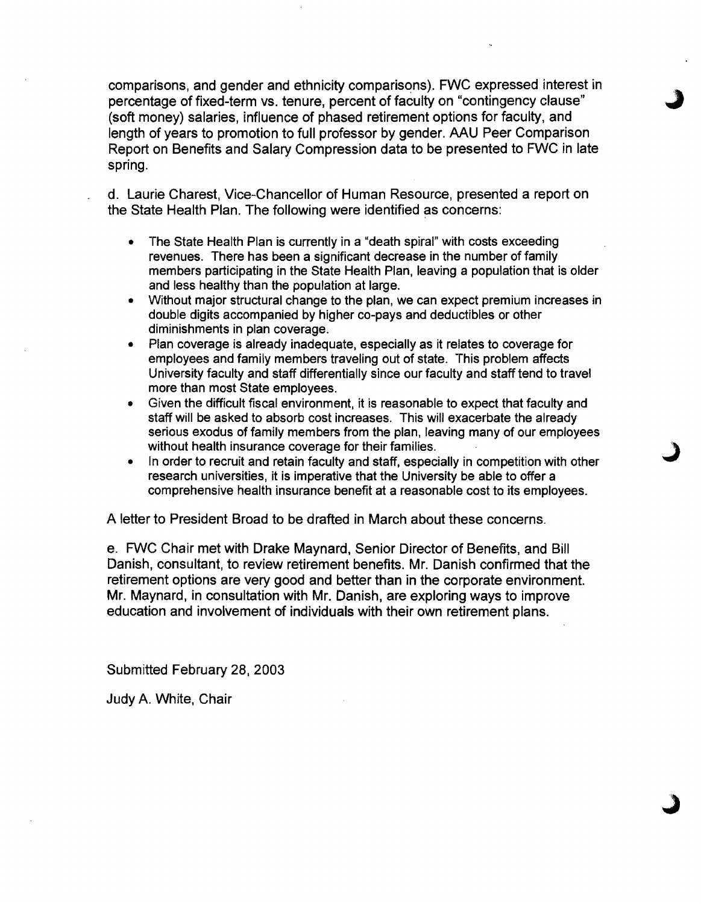comparisons, and gender and ethnicity comparisons). FWC expressed interest in percentage of fixed-term vs. tenure, percent of faculty on "contingency clause" (soft money) salaries, influence of phased retirement options for faculty, and length of years to promotion to full professor by gender. AAU Peer Comparison Report on Benefits and Salary Compression data to be presented to FWC in late spring.

d. Laurie Charest, Vice-Chancellor of Human Resource, presented a report on the State Health Plan. The following were identified as concerns:

- The State Health Plan is currently in a "death spiral" with costs exceeding revenues. There has been a significant decrease in the number of family members participating in the State Health Plan, leaving a population that is older and less healthy than the population at large.
- Without major structural change to the plan, we can expect premium increases in double digits accompanied by higher co-pays and deductibles or other diminishments in plan coverage.
- Plan coverage is already inadequate, especially as it relates to coverage for employees and family members traveling out of state. This problem affects University faculty and staff differentially since our faculty and staff tend to travel more than most State employees.
- Given the difficult fiscal environment, it is reasonable to expect that faculty and staff will be asked to absorb cost increases. This will exacerbate the already serious exodus of family members from the plan, leaving many of our employees without health insurance coverage for their families.
- In order to recruit and retain faculty and staff, especially in competition with other research universities, it is imperative that the University be able to offer a comprehensive health insurance benefit at a reasonable cost to its employees.

A letter to President Broad to be drafted in March about these concerns.

e. FWC Chair met with Drake Maynard, Senior Director of Benefits, and Bill Danish, consultant, to review retirement benefits. Mr. Danish confirmed that the retirement options are very good and better than in the corporate environment. Mr. Maynard, in consultation with Mr. Danish, are exploring ways to improve education and involvement of individuals with their own retirement plans.

Submitted February 28, 2003

Judy A. White, Chair